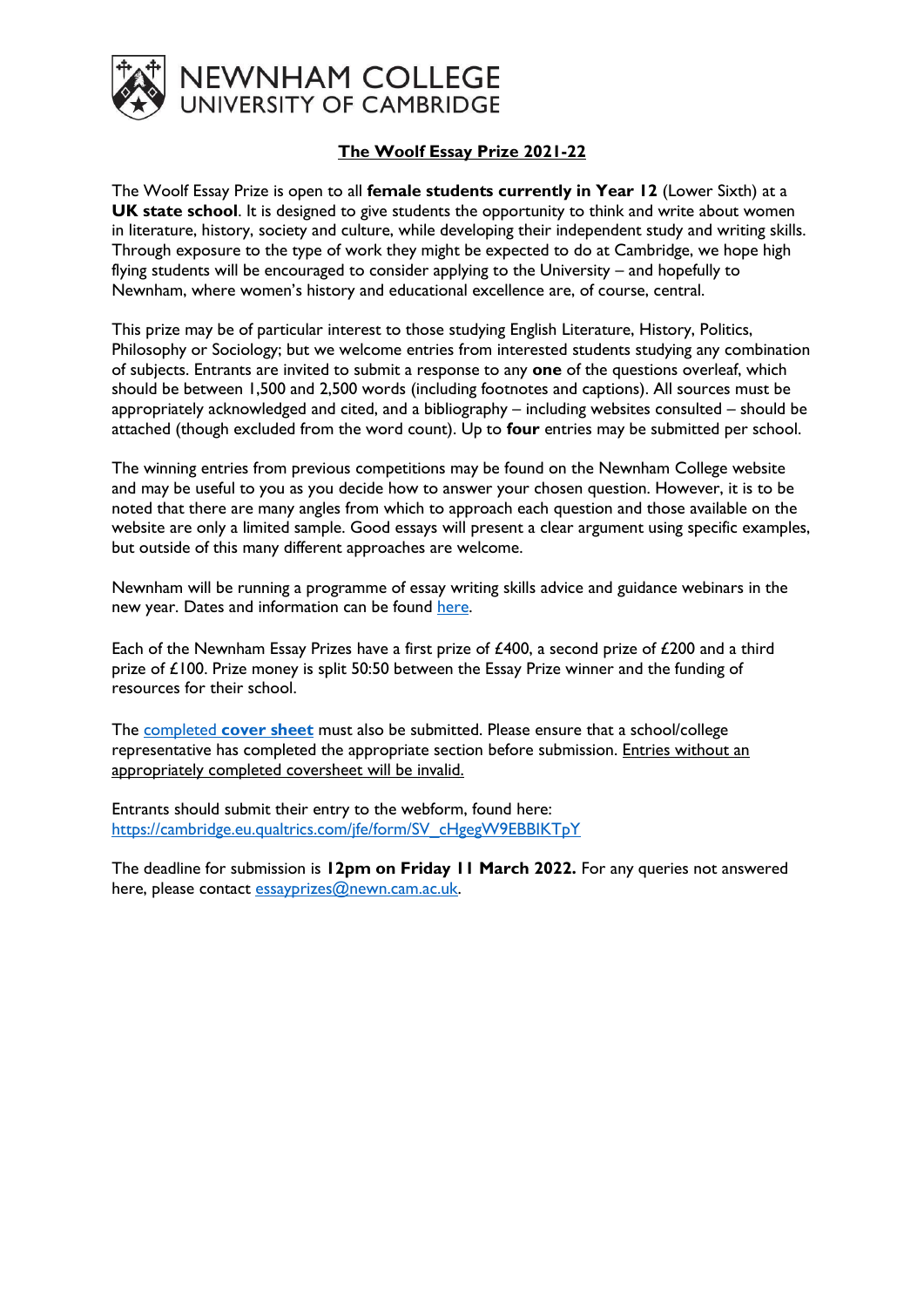NEWNHAM COLLEGE
UNIVERSITY OF CAMBRIDGE

# The Woolf Essay Prize 2021-22

The Woolf Essay Prize is open to all **female students currently in Year 12** (Lower Sixth) at a **UK state school**. It is designed to give students the opportunity to think and write about women in literature, history, society and culture, while developing their independent study and writing skills. Through exposure to the type of work they might be expected to do at Cambridge, we hope high flying students will be encouraged to consider applying to the University – and hopefully to Newnham, where women's history and educational excellence are, of course, central.

This prize may be of particular interest to those studying English Literature, History, Politics, Philosophy or Sociology; but we welcome entries from interested students studying any combination of subjects. Entrants are invited to submit a response to any **one** of the questions overleaf, which should be between 1,500 and 2,500 words (including footnotes and captions). All sources must be appropriately acknowledged and cited, and a bibliography – including websites consulted – should be attached (though excluded from the word count). Up to **four** entries may be submitted per school.

The winning entries from previous competitions may be found on the Newnham College website and may be useful to you as you decide how to answer your chosen question. However, it is to be noted that there are many angles from which to approach each question and those available on the website are only a limited sample. Good essays will present a clear argument using specific examples, but outside of this many different approaches are welcome.

Newnham will be running a programme of essay writing skills advice and guidance webinars in the new year. Dates and information can be found here.

Each of the Newnham Essay Prizes have a first prize of £400, a second prize of £200 and a third prize of £100. Prize money is split 50:50 between the Essay Prize winner and the funding of resources for their school.

The completed **cover sheet** must also be submitted. Please ensure that a school/college representative has completed the appropriate section before submission. Entries without an appropriately completed coversheet will be invalid.

Entrants should submit their entry to the webform, found here:
https://cambridge.eu.qualtrics.com/jfe/form/SV_cHgegW9EBBIKTpY

The deadline for submission is **12pm on Friday 11 March 2022.** For any queries not answered here, please contact essayprizes@newn.cam.ac.uk.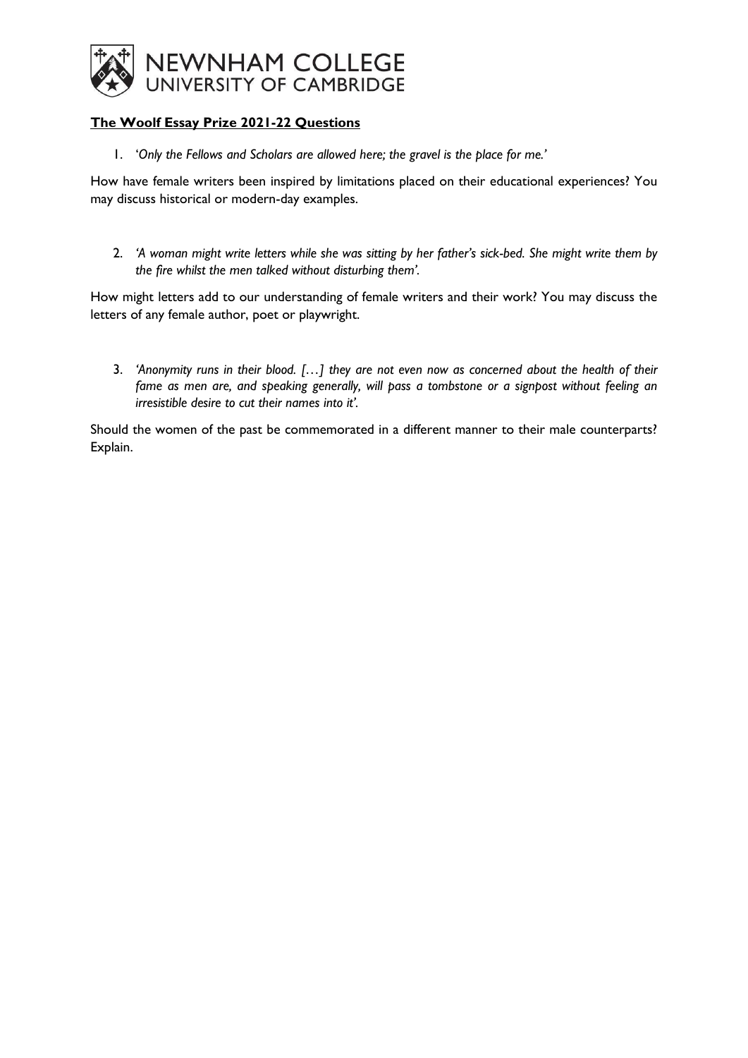NEWNHAM COLLEGE
UNIVERSITY OF CAMBRIDGE

**The Woolf Essay Prize 2021-22 Questions**

1. '*Only the Fellows and Scholars are allowed here; the gravel is the place for me.*'

How have female writers been inspired by limitations placed on their educational experiences? You may discuss historical or modern-day examples.

2. *'A woman might write letters while she was sitting by her father's sick-bed. She might write them by the fire whilst the men talked without disturbing them'.*

How might letters add to our understanding of female writers and their work? You may discuss the letters of any female author, poet or playwright.

3. *'Anonymity runs in their blood. […] they are not even now as concerned about the health of their fame as men are, and speaking generally, will pass a tombstone or a signpost without feeling an irresistible desire to cut their names into it'.*

Should the women of the past be commemorated in a different manner to their male counterparts? Explain.